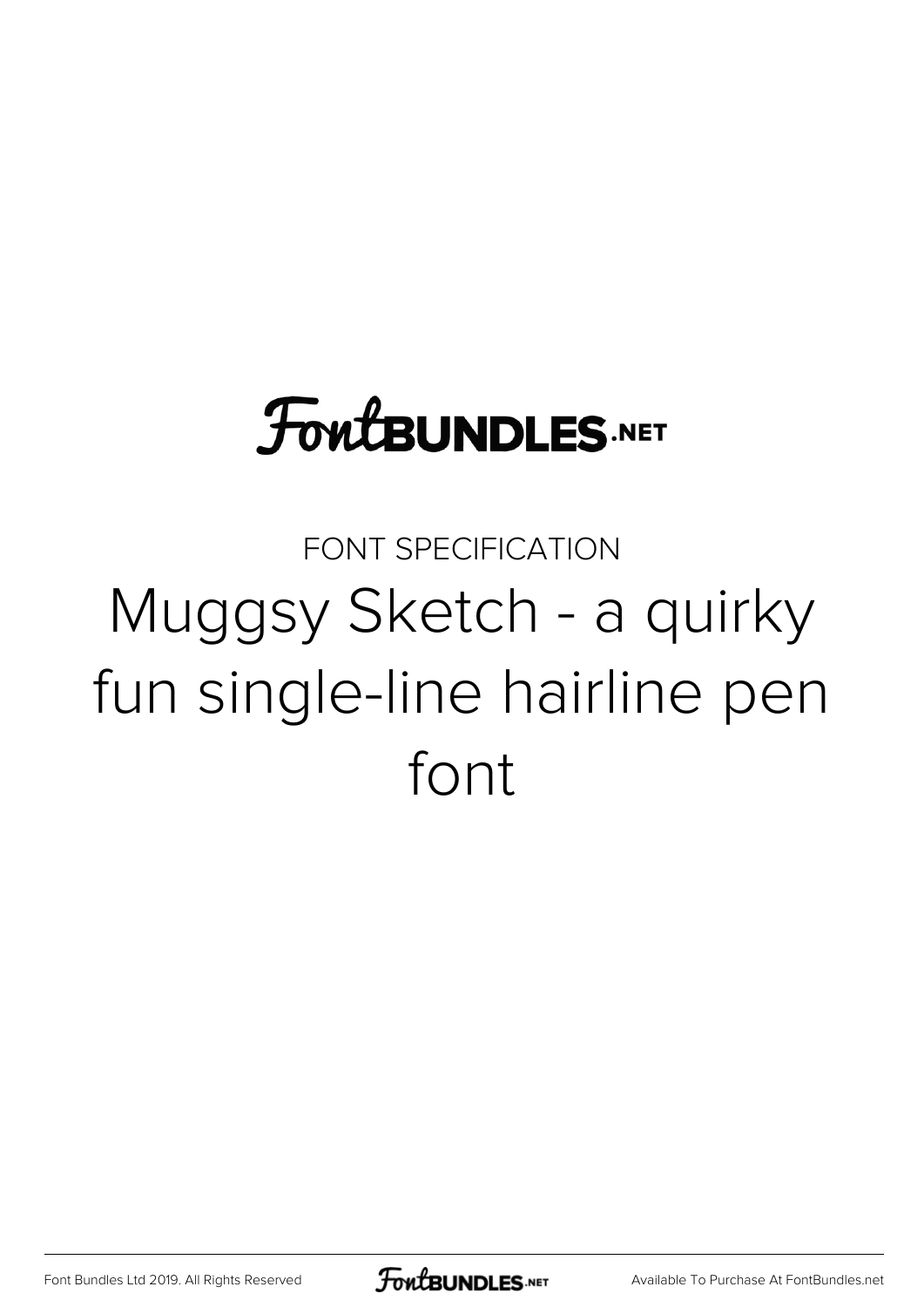# FontBUNDLES.NET

FONT SPECIFICATION

## Muggsy Sketch - a quirky fun single-line hairline pen font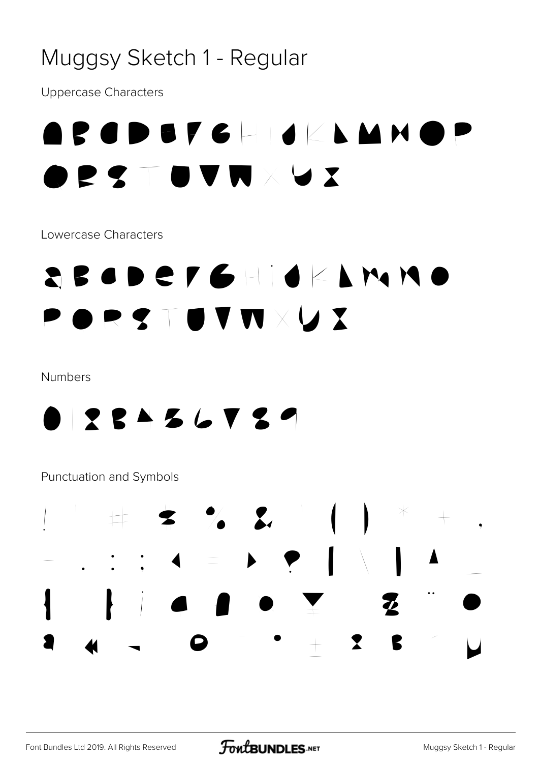# Muggsy Sketch 1 - Regular

Uppercase Characters

A B C D E F G H I J K L M N O P
Q R S T U V W X Y Z

Lowercase Characters

a b c d e f g h i j k l m n o
p q r s t u v w x y z

Numbers

0 1 2 3 4 5 6 7 8 9

Punctuation and Symbols

! " # $ % & ' ( ) * + ,
- . : ; < = > ? [ \ ] ^ _
{ | } ¡ ¢ £ ¤ ¥ ¦ § ¨ ©
ª « ¬ ® ¯ ° ± ² ³ ´ µ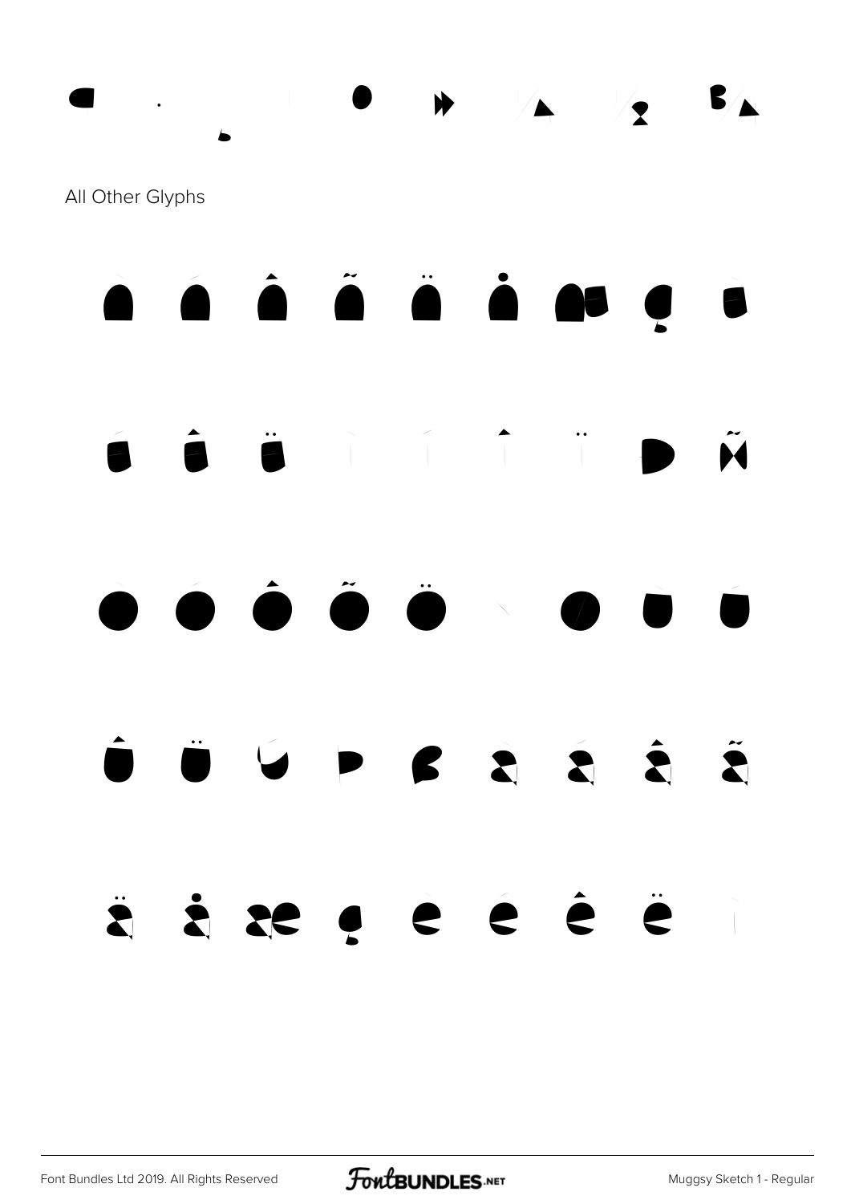All Other Glyphs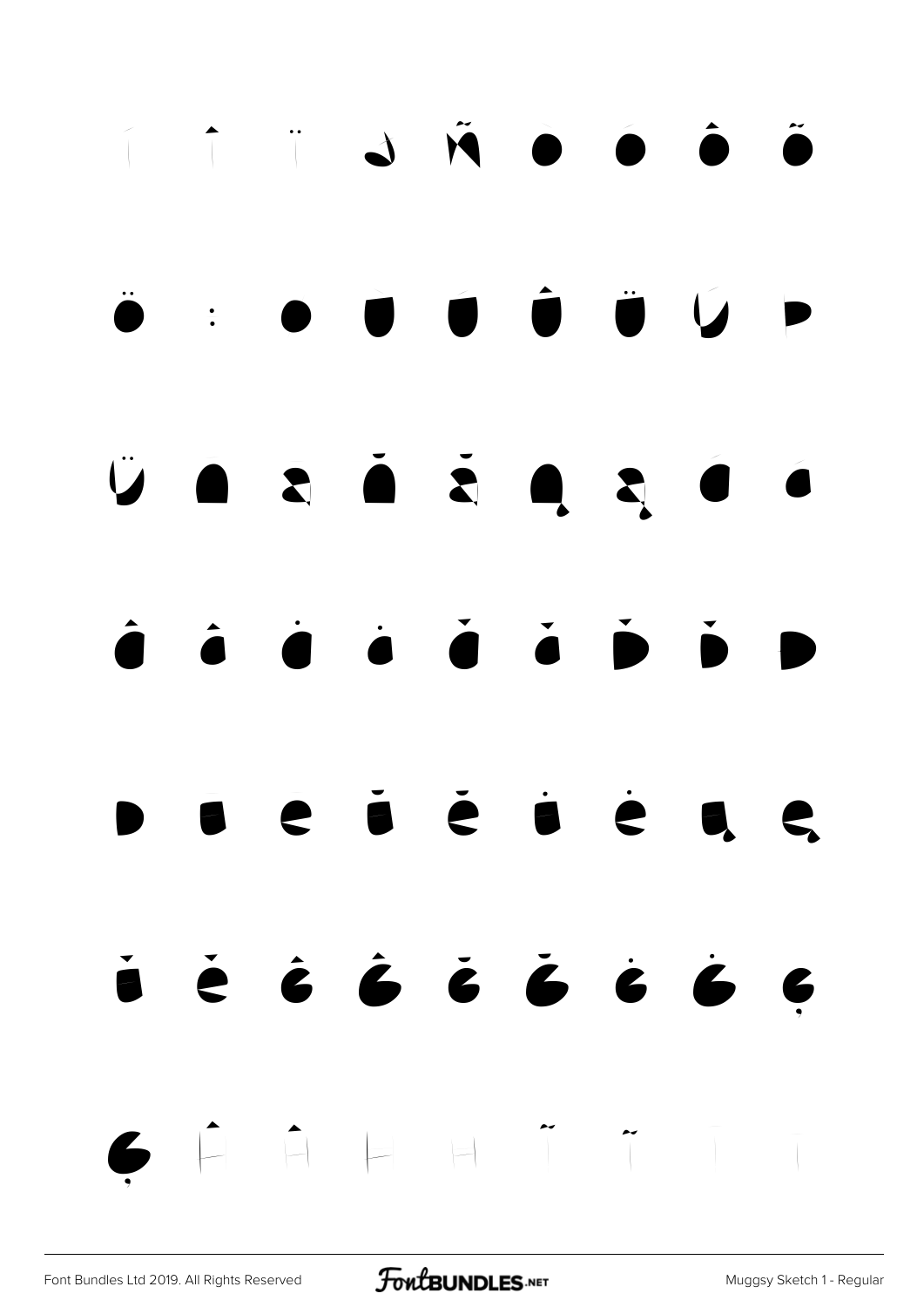Í Î Ï Ð Ñ Ò Ó Ô Õ

Ö ÷ ø Ù Ú Û Ü Ý Þ

ÿ Ā ā Ă ă Ą ą Ć ć

Ĉ ĉ Ċ ċ Č č Ď ď Đ

đ Ē ē Ĕ ĕ Ė ė Ę ę

Ě ě ĝ Ĝ ğ Ğ ġ Ġ ģ

Ģ Ĥ ĥ Ħ ħ Ĩ ĩ Ī ī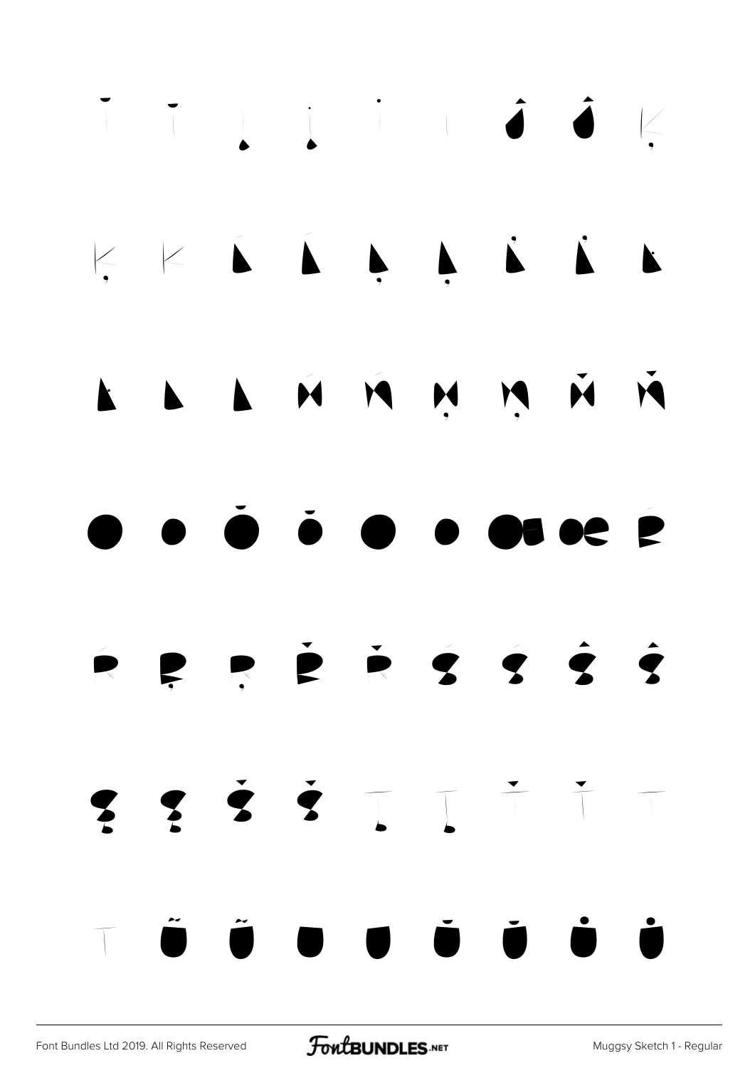Ī ī Į į İ ı Ĵ ĵ Ķ

ķ ĸ Ĺ ĺ Ļ ļ Ľ ľ Ŀ

ŀ Ł ł Ń ń Ņ ņ Ň ň

Ō ō Ŏ ŏ Ő ő Œ œ Ŕ

ŕ Ŗ ŗ Ř ř Ś ś Ŝ ŝ

Ş ş Š š Ţ ţ Ť ť Ŧ

ŧ Ũ ũ Ū ū Ŭ ŭ Ů ů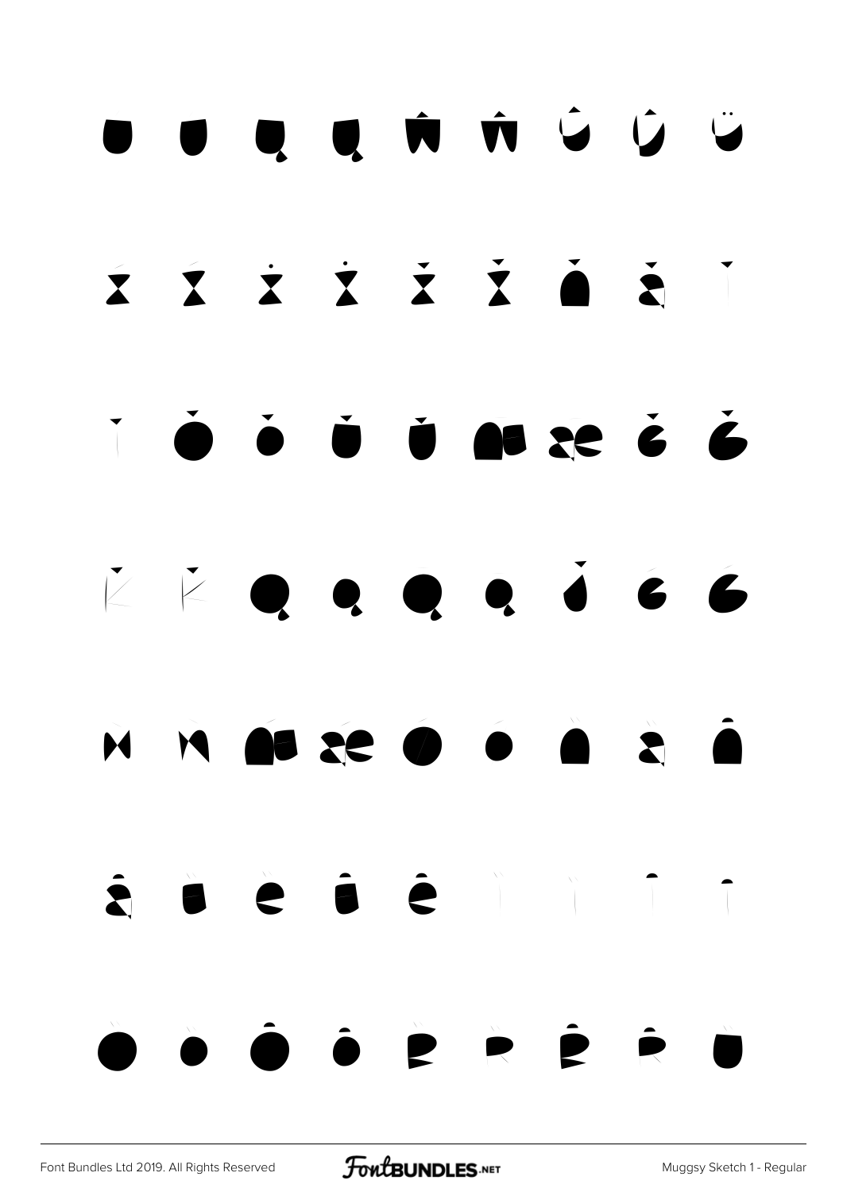Ū ū Ų ų Ŵ ŵ Ŷ ŷ Ÿ

Ź ź Ż ż Ž ž Ǎ ǎ Ǐ

ǐ Ǒ ǒ Ǔ ǔ Ǽ ǽ Ǧ ǧ

Ǩ ǩ Ǫ ǫ Ǭ ǭ ǰ Ǵ ǵ

Ǹ ǹ Ǽ ǽ Ǿ ǿ Ȁ ȁ Ȃ

ȃ Ȅ ȅ Ȇ ȇ Ȉ ȉ Ȋ ȋ

Ȍ ȍ Ȏ ȏ Ȑ ȑ Ȓ ȓ Ȕ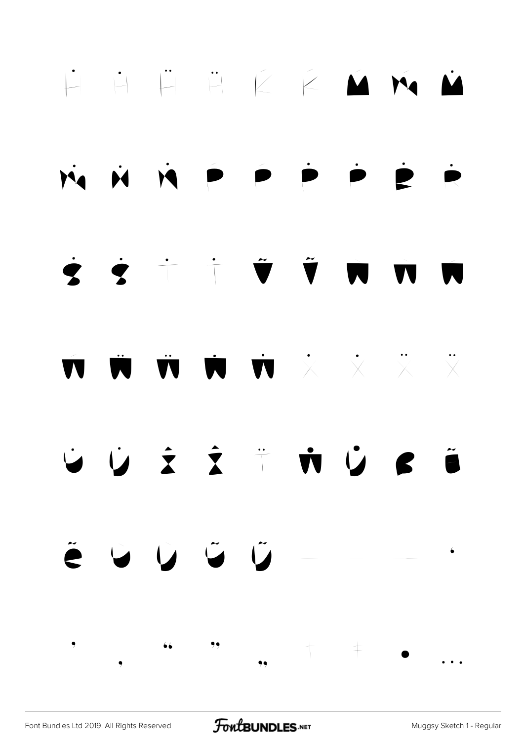Ḣ ḣ Ḧ ḧ Ḱ ḱ Ṁ ḿ ṁ

Ṅ ṅ ṅ Ṕ ṕ Ṗ ṗ Ṙ ṙ

Ṡ ṡ Ṫ ṫ Ṽ ṽ Ẁ ẁ Ẃ

ẃ Ẅ ẅ Ẇ ẇ Ẋ ẋ Ẍ ẍ

ẏ Ẏ ẑ Ẑ ẗ ẇ ẏ ẞ Ẽ

ẽ ỳ Ỳ ỹ Ỹ – — ― ‘

’ ‚ “ ” „ † ‡ • …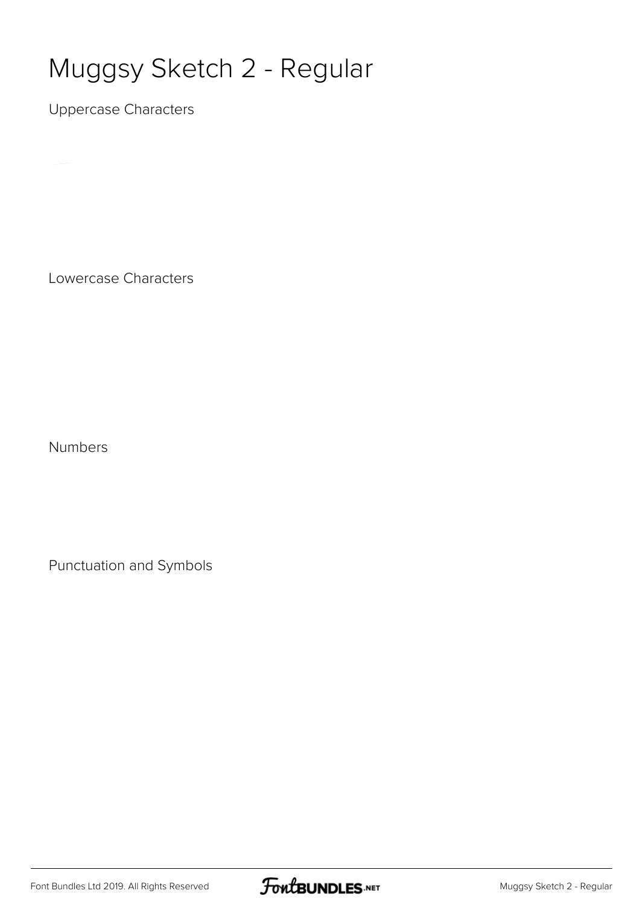# Muggsy Sketch 2 - Regular

Uppercase Characters

Lowercase Characters

Numbers

Punctuation and Symbols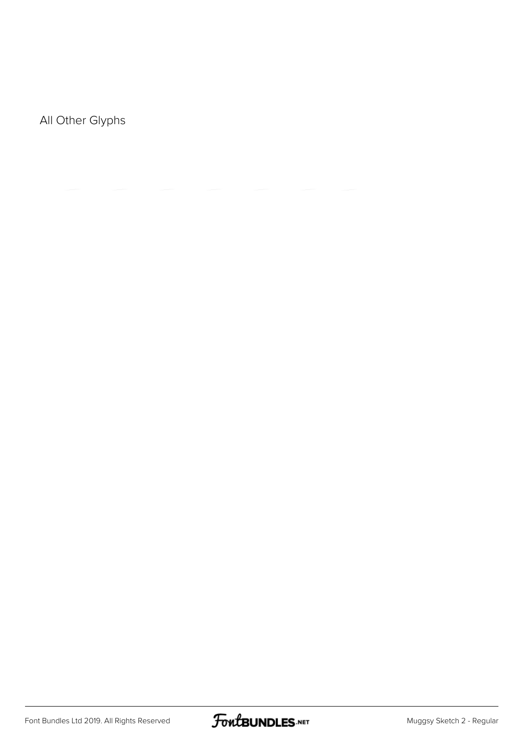All Other Glyphs